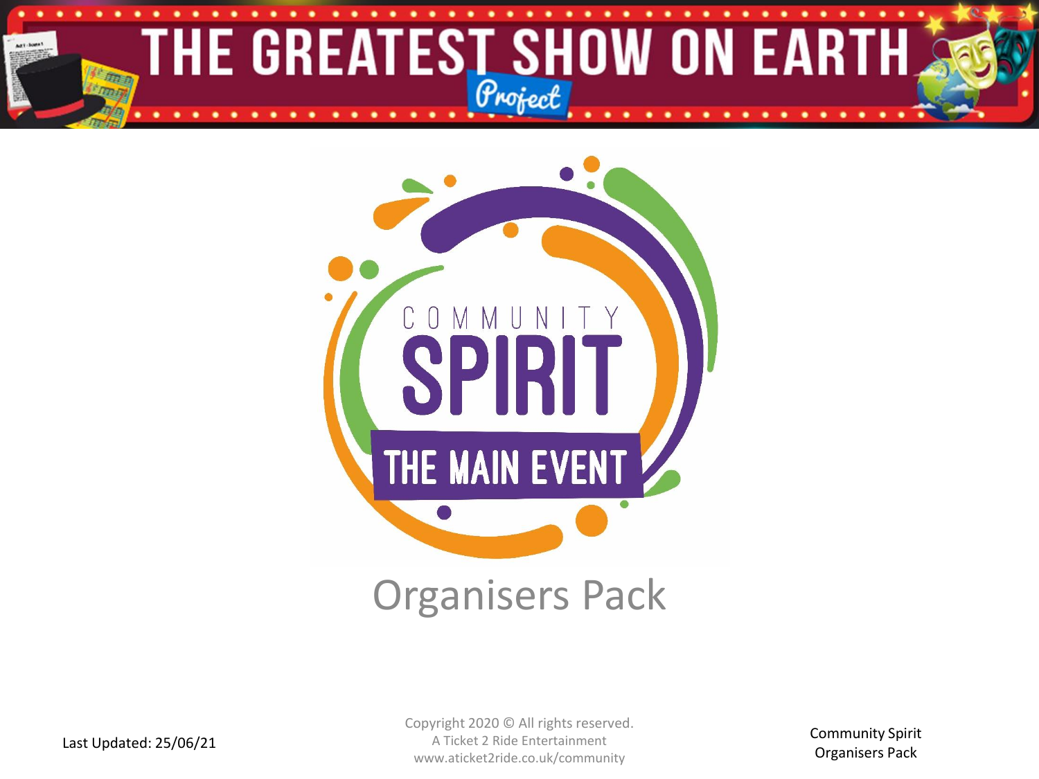# THE GREATEST SHOW ON EARTH

Project

COMMUNITY

SPIRIT

THE MAIN EVENT

## Organisers Pack

Last Updated: 25/06/21

Copyright 2020 © All rights reserved.
A Ticket 2 Ride Entertainment
www.aticket2ride.co.uk/community

Community Spirit
Organisers Pack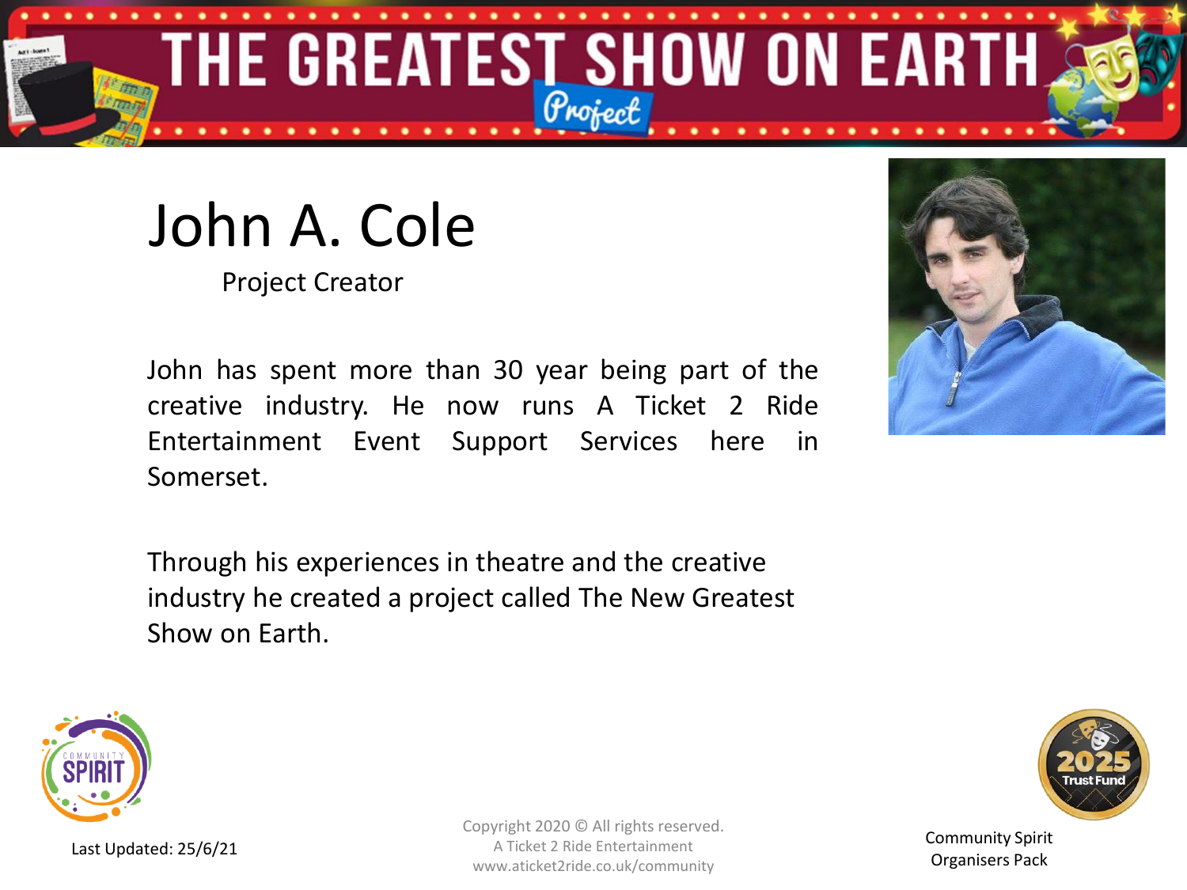# John A. Cole

Project Creator

John has spent more than 30 year being part of the creative industry. He now runs A Ticket 2 Ride Entertainment Event Support Services here in Somerset.

Through his experiences in theatre and the creative industry he created a project called The New Greatest Show on Earth.

Last Updated: 25/6/21

Copyright 2020 © All rights reserved.
A Ticket 2 Ride Entertainment
www.aticket2ride.co.uk/community

Community Spirit
Organisers Pack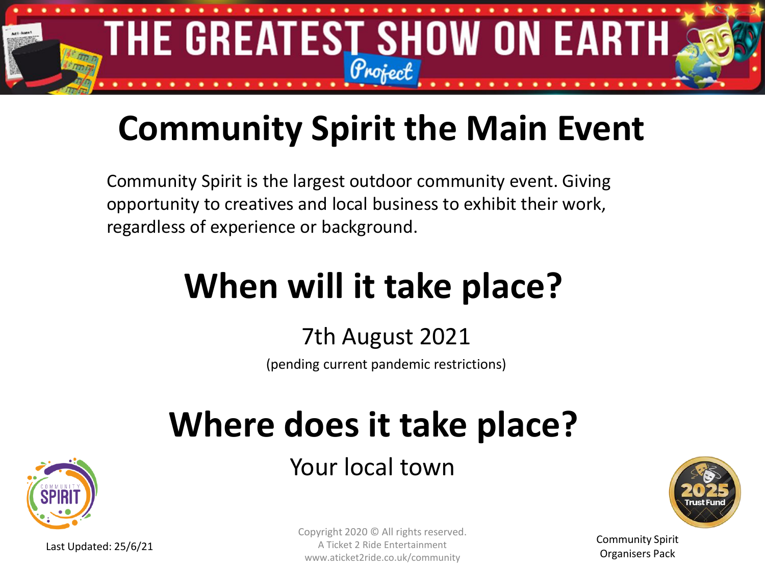# Community Spirit the Main Event

Community Spirit is the largest outdoor community event. Giving opportunity to creatives and local business to exhibit their work, regardless of experience or background.

## When will it take place?

7th August 2021

(pending current pandemic restrictions)

## Where does it take place?

Your local town

Last Updated: 25/6/21

Copyright 2020 © All rights reserved.
A Ticket 2 Ride Entertainment
www.aticket2ride.co.uk/community

Community Spirit Organisers Pack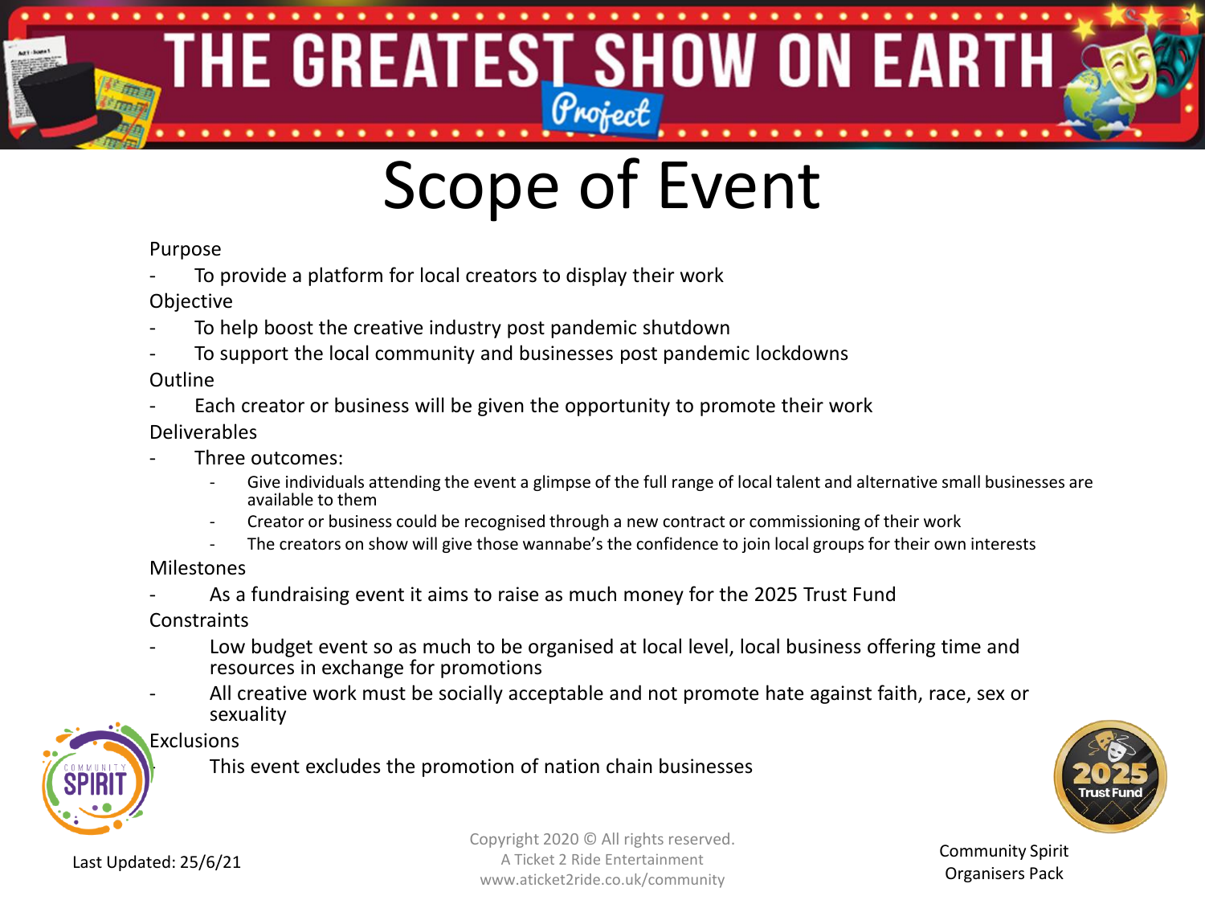# Scope of Event

Purpose

- To provide a platform for local creators to display their work

Objective

- To help boost the creative industry post pandemic shutdown
- To support the local community and businesses post pandemic lockdowns

Outline

- Each creator or business will be given the opportunity to promote their work

Deliverables

- Three outcomes:
  - Give individuals attending the event a glimpse of the full range of local talent and alternative small businesses are available to them
  - Creator or business could be recognised through a new contract or commissioning of their work
  - The creators on show will give those wannabe's the confidence to join local groups for their own interests

Milestones

- As a fundraising event it aims to raise as much money for the 2025 Trust Fund

Constraints

- Low budget event so as much to be organised at local level, local business offering time and resources in exchange for promotions
- All creative work must be socially acceptable and not promote hate against faith, race, sex or sexuality

Exclusions

- This event excludes the promotion of nation chain businesses

Last Updated: 25/6/21

Copyright 2020 © All rights reserved.
A Ticket 2 Ride Entertainment
www.aticket2ride.co.uk/community

Community Spirit
Organisers Pack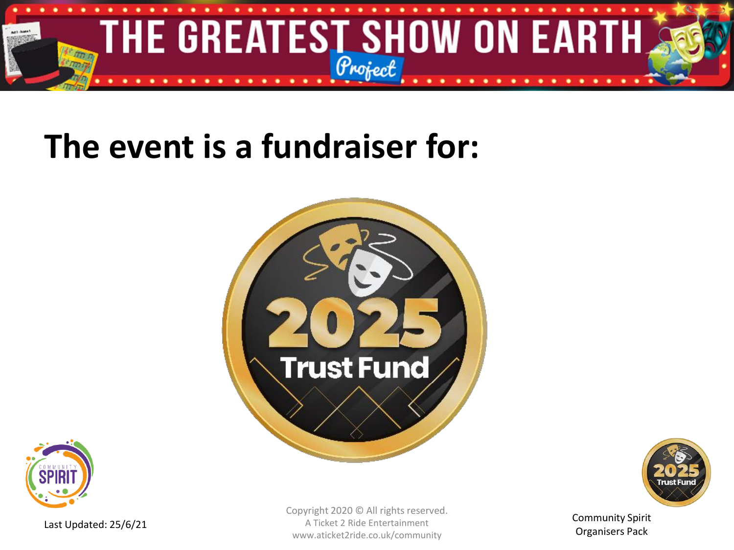# The event is a fundraiser for:

2025 Trust Fund

Last Updated: 25/6/21

Copyright 2020 © All rights reserved.
A Ticket 2 Ride Entertainment
www.aticket2ride.co.uk/community

Community Spirit
Organisers Pack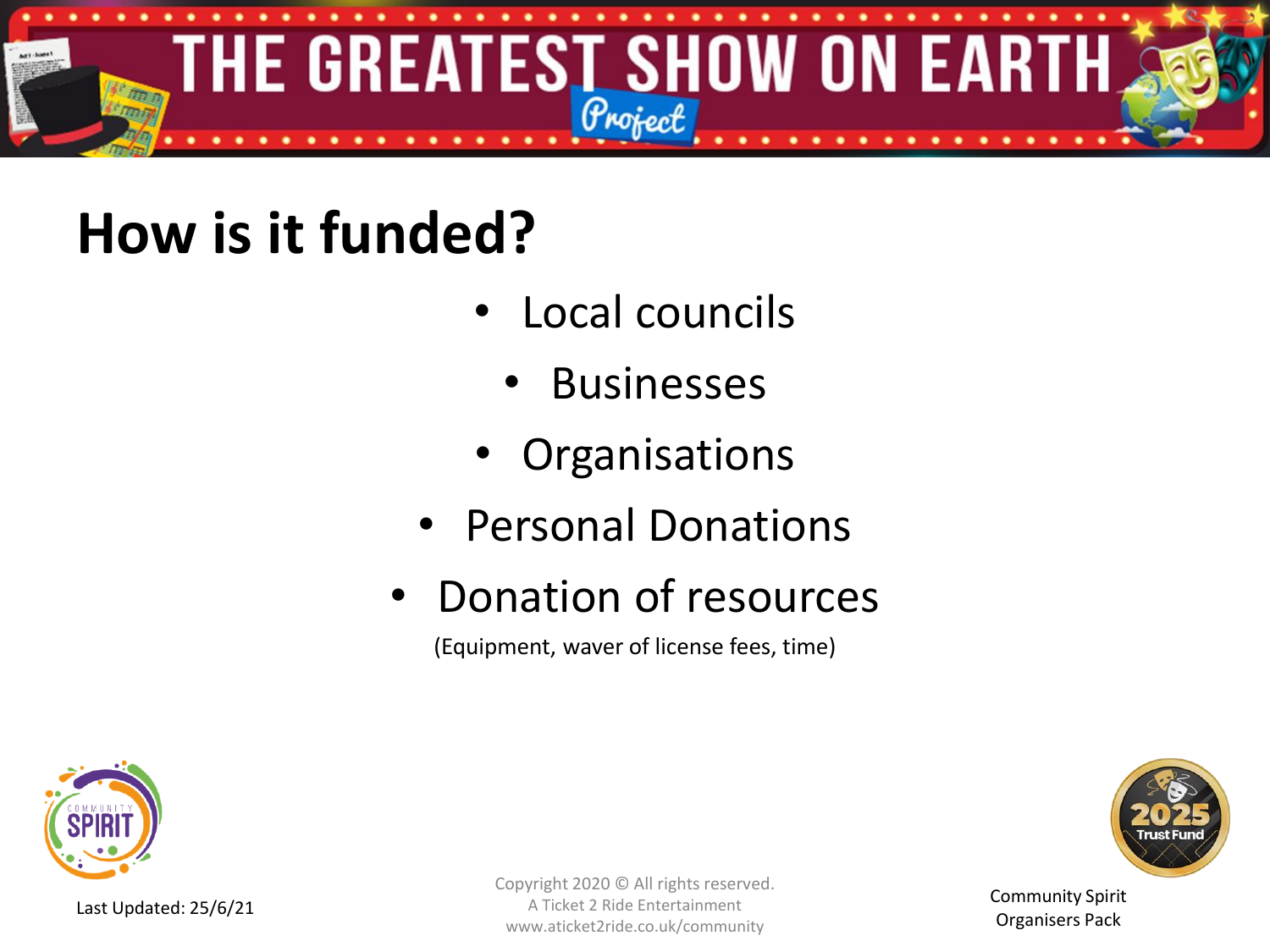## How is it funded?

- Local councils
- Businesses
- Organisations
- Personal Donations
- Donation of resources

(Equipment, waver of license fees, time)

Last Updated: 25/6/21

Copyright 2020 © All rights reserved.
A Ticket 2 Ride Entertainment
www.aticket2ride.co.uk/community

Community Spirit
Organisers Pack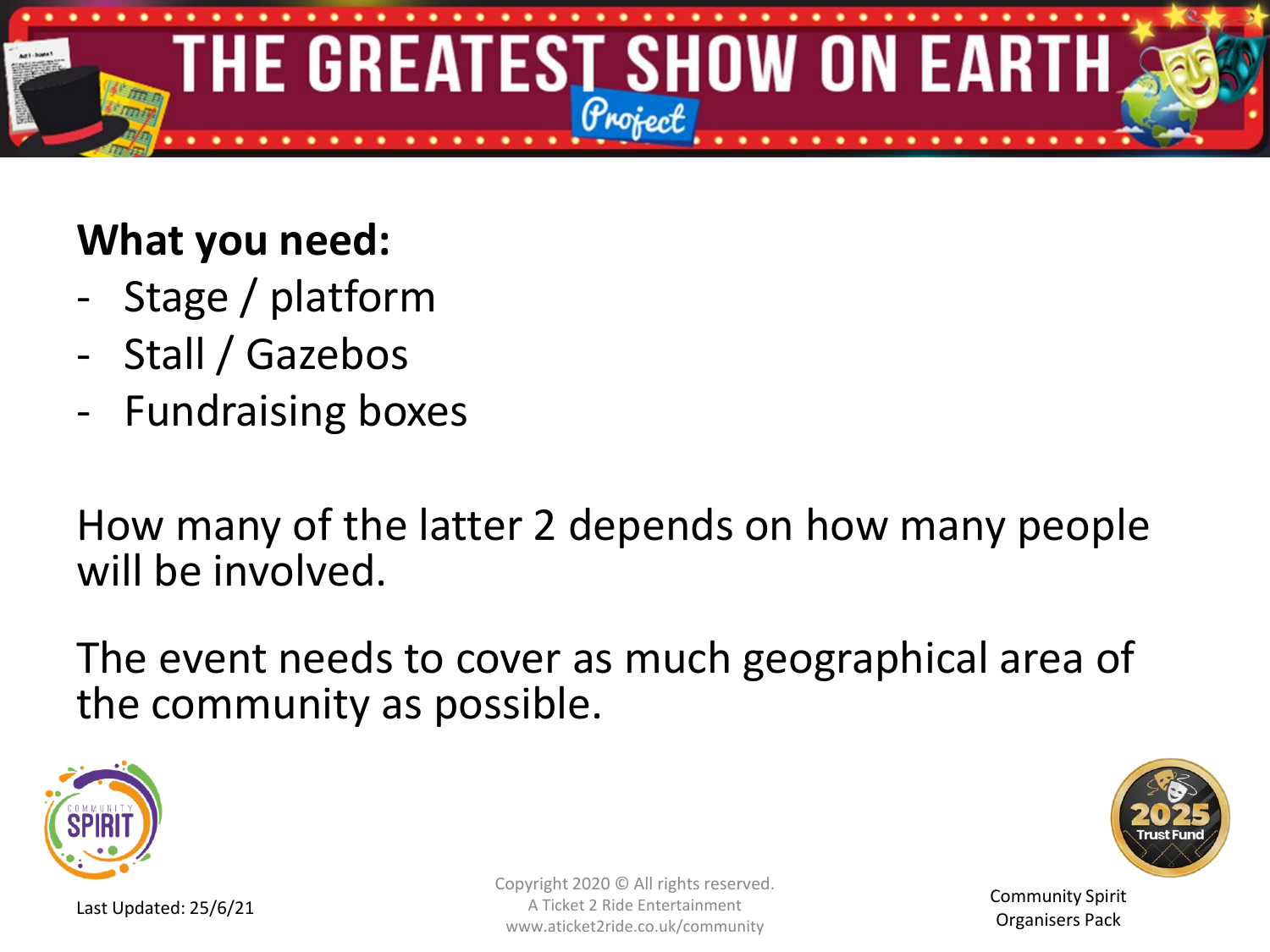**What you need:**

- Stage / platform
- Stall / Gazebos
- Fundraising boxes

How many of the latter 2 depends on how many people will be involved.

The event needs to cover as much geographical area of the community as possible.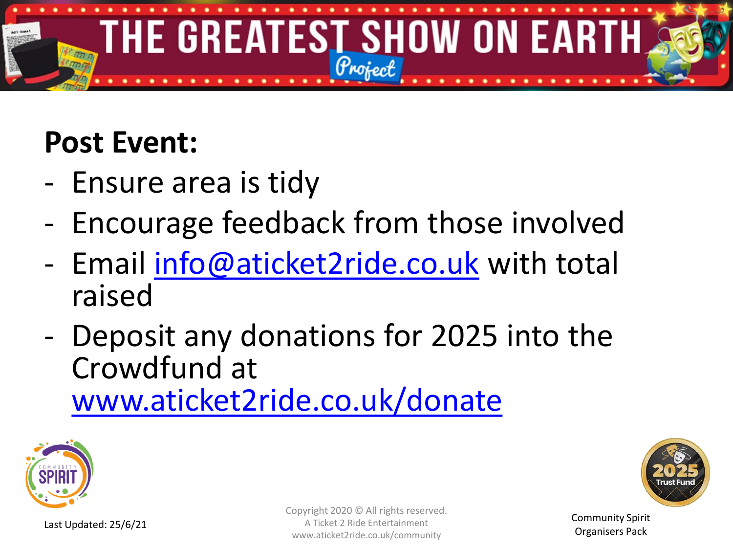# Post Event:

- Ensure area is tidy
- Encourage feedback from those involved
- Email info@aticket2ride.co.uk with total raised
- Deposit any donations for 2025 into the Crowdfund at www.aticket2ride.co.uk/donate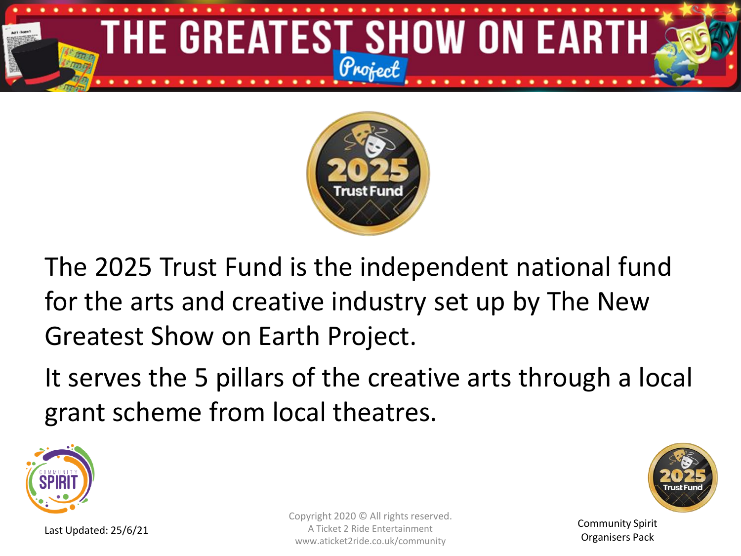# THE GREATEST SHOW ON EARTH

*Project*

2025 Trust Fund

The 2025 Trust Fund is the independent national fund for the arts and creative industry set up by The New Greatest Show on Earth Project.

It serves the 5 pillars of the creative arts through a local grant scheme from local theatres.

Last Updated: 25/6/21

Copyright 2020 © All rights reserved.
A Ticket 2 Ride Entertainment
www.aticket2ride.co.uk/community

Community Spirit
Organisers Pack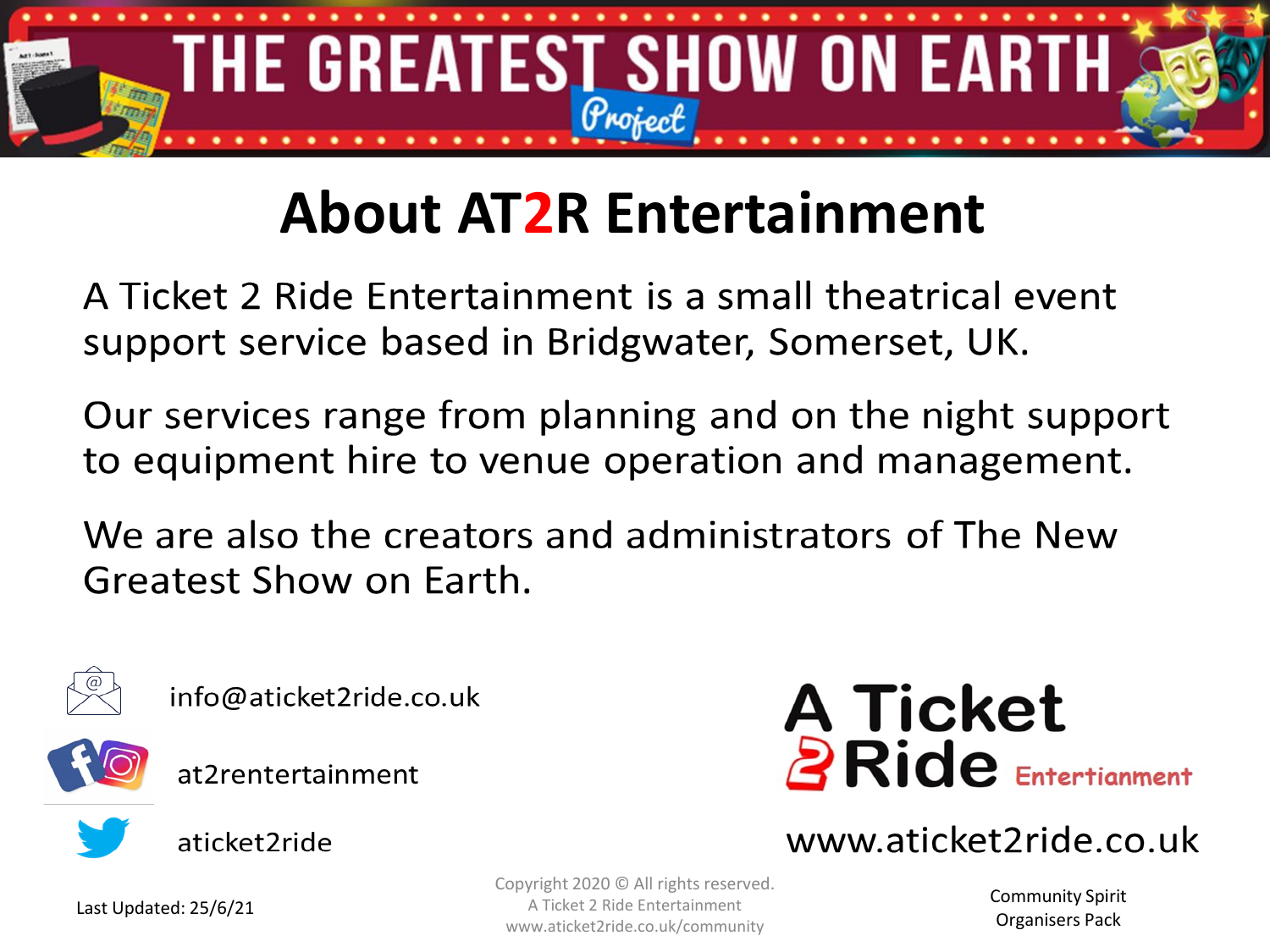# THE GREATEST SHOW ON EARTH Project

## About AT2R Entertainment

A Ticket 2 Ride Entertainment is a small theatrical event support service based in Bridgwater, Somerset, UK.

Our services range from planning and on the night support to equipment hire to venue operation and management.

We are also the creators and administrators of The New Greatest Show on Earth.

info@aticket2ride.co.uk

at2rentertainment

aticket2ride

A Ticket 2 Ride Entertainment

www.aticket2ride.co.uk

Last Updated: 25/6/21

Copyright 2020 © All rights reserved.
A Ticket 2 Ride Entertainment
www.aticket2ride.co.uk/community

Community Spirit
Organisers Pack